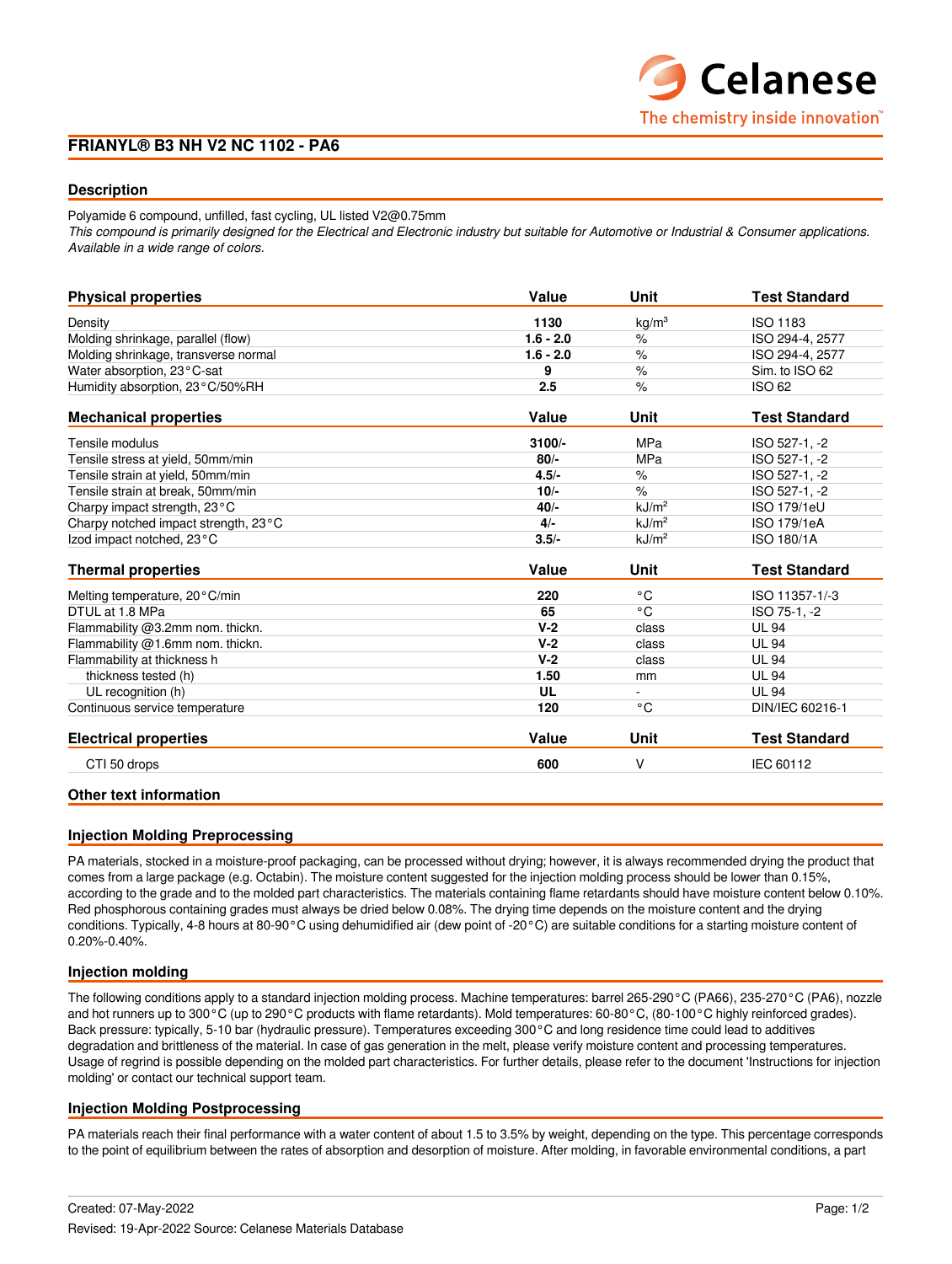# FRIANYL® B3 NH V2 NC 1102 - PA6

## Description

Polyamide 6 compound, unfilled, fast cycling, UL listed V2@0.75mm
*This compound is primarily designed for the Electrical and Electronic industry but suitable for Automotive or Industrial & Consumer applications. Available in a wide range of colors.*

| Physical properties | Value | Unit | Test Standard |
|---|---|---|---|
| Density | **1130** | kg/m³ | ISO 1183 |
| Molding shrinkage, parallel (flow) | **1.6 - 2.0** | % | ISO 294-4, 2577 |
| Molding shrinkage, transverse normal | **1.6 - 2.0** | % | ISO 294-4, 2577 |
| Water absorption, 23°C-sat | **9** | % | Sim. to ISO 62 |
| Humidity absorption, 23°C/50%RH | **2.5** | % | ISO 62 |

| Mechanical properties | Value | Unit | Test Standard |
|---|---|---|---|
| Tensile modulus | **3100/-** | MPa | ISO 527-1, -2 |
| Tensile stress at yield, 50mm/min | **80/-** | MPa | ISO 527-1, -2 |
| Tensile strain at yield, 50mm/min | **4.5/-** | % | ISO 527-1, -2 |
| Tensile strain at break, 50mm/min | **10/-** | % | ISO 527-1, -2 |
| Charpy impact strength, 23°C | **40/-** | kJ/m² | ISO 179/1eU |
| Charpy notched impact strength, 23°C | **4/-** | kJ/m² | ISO 179/1eA |
| Izod impact notched, 23°C | **3.5/-** | kJ/m² | ISO 180/1A |

| Thermal properties | Value | Unit | Test Standard |
|---|---|---|---|
| Melting temperature, 20°C/min | **220** | °C | ISO 11357-1/-3 |
| DTUL at 1.8 MPa | **65** | °C | ISO 75-1, -2 |
| Flammability @3.2mm nom. thickn. | **V-2** | class | UL 94 |
| Flammability @1.6mm nom. thickn. | **V-2** | class | UL 94 |
| Flammability at thickness h | **V-2** | class | UL 94 |
| thickness tested (h) | **1.50** | mm | UL 94 |
| UL recognition (h) | **UL** | - | UL 94 |
| Continuous service temperature | **120** | °C | DIN/IEC 60216-1 |

| Electrical properties | Value | Unit | Test Standard |
|---|---|---|---|
| CTI 50 drops | **600** | V | IEC 60112 |

## Other text information

### Injection Molding Preprocessing

PA materials, stocked in a moisture-proof packaging, can be processed without drying; however, it is always recommended drying the product that comes from a large package (e.g. Octabin). The moisture content suggested for the injection molding process should be lower than 0.15%, according to the grade and to the molded part characteristics. The materials containing flame retardants should have moisture content below 0.10%. Red phosphorous containing grades must always be dried below 0.08%. The drying time depends on the moisture content and the drying conditions. Typically, 4-8 hours at 80-90°C using dehumidified air (dew point of -20°C) are suitable conditions for a starting moisture content of 0.20%-0.40%.

### Injection molding

The following conditions apply to a standard injection molding process. Machine temperatures: barrel 265-290°C (PA66), 235-270°C (PA6), nozzle and hot runners up to 300°C (up to 290°C products with flame retardants). Mold temperatures: 60-80°C, (80-100°C highly reinforced grades). Back pressure: typically, 5-10 bar (hydraulic pressure). Temperatures exceeding 300°C and long residence time could lead to additives degradation and brittleness of the material. In case of gas generation in the melt, please verify moisture content and processing temperatures. Usage of regrind is possible depending on the molded part characteristics. For further details, please refer to the document 'Instructions for injection molding' or contact our technical support team.

### Injection Molding Postprocessing

PA materials reach their final performance with a water content of about 1.5 to 3.5% by weight, depending on the type. This percentage corresponds to the point of equilibrium between the rates of absorption and desorption of moisture. After molding, in favorable environmental conditions, a part

Created: 07-May-2022

Revised: 19-Apr-2022 Source: Celanese Materials Database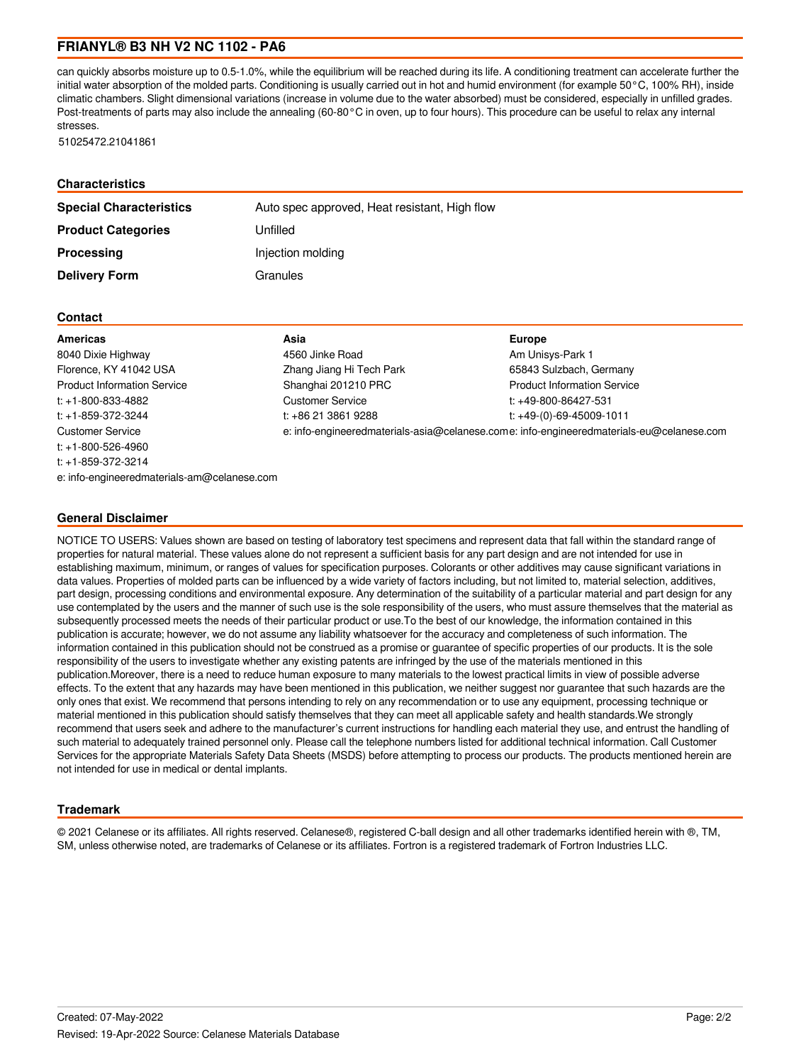can quickly absorbs moisture up to 0.5-1.0%, while the equilibrium will be reached during its life. A conditioning treatment can accelerate further the initial water absorption of the molded parts. Conditioning is usually carried out in hot and humid environment (for example 50°C, 100% RH), inside climatic chambers. Slight dimensional variations (increase in volume due to the water absorbed) must be considered, especially in unfilled grades. Post-treatments of parts may also include the annealing (60-80°C in oven, up to four hours). This procedure can be useful to relax any internal stresses.

51025472.21041861

## Characteristics

| | |
|---|---|
| **Special Characteristics** | Auto spec approved, Heat resistant, High flow |
| **Product Categories** | Unfilled |
| **Processing** | Injection molding |
| **Delivery Form** | Granules |

## Contact

**Americas**
8040 Dixie Highway
Florence, KY 41042 USA
Product Information Service
t: +1-800-833-4882
t: +1-859-372-3244
Customer Service
t: +1-800-526-4960
t: +1-859-372-3214
e: info-engineeredmaterials-am@celanese.com

**Asia**
4560 Jinke Road
Zhang Jiang Hi Tech Park
Shanghai 201210 PRC
Customer Service
t: +86 21 3861 9288
e: info-engineeredmaterials-asia@celanese.com

**Europe**
Am Unisys-Park 1
65843 Sulzbach, Germany
Product Information Service
t: +49-800-86427-531
t: +49-(0)-69-45009-1011
e: info-engineeredmaterials-eu@celanese.com

## General Disclaimer

NOTICE TO USERS: Values shown are based on testing of laboratory test specimens and represent data that fall within the standard range of properties for natural material. These values alone do not represent a sufficient basis for any part design and are not intended for use in establishing maximum, minimum, or ranges of values for specification purposes. Colorants or other additives may cause significant variations in data values. Properties of molded parts can be influenced by a wide variety of factors including, but not limited to, material selection, additives, part design, processing conditions and environmental exposure. Any determination of the suitability of a particular material and part design for any use contemplated by the users and the manner of such use is the sole responsibility of the users, who must assure themselves that the material as subsequently processed meets the needs of their particular product or use.To the best of our knowledge, the information contained in this publication is accurate; however, we do not assume any liability whatsoever for the accuracy and completeness of such information. The information contained in this publication should not be construed as a promise or guarantee of specific properties of our products. It is the sole responsibility of the users to investigate whether any existing patents are infringed by the use of the materials mentioned in this publication.Moreover, there is a need to reduce human exposure to many materials to the lowest practical limits in view of possible adverse effects. To the extent that any hazards may have been mentioned in this publication, we neither suggest nor guarantee that such hazards are the only ones that exist. We recommend that persons intending to rely on any recommendation or to use any equipment, processing technique or material mentioned in this publication should satisfy themselves that they can meet all applicable safety and health standards.We strongly recommend that users seek and adhere to the manufacturer's current instructions for handling each material they use, and entrust the handling of such material to adequately trained personnel only. Please call the telephone numbers listed for additional technical information. Call Customer Services for the appropriate Materials Safety Data Sheets (MSDS) before attempting to process our products. The products mentioned herein are not intended for use in medical or dental implants.

## Trademark

© 2021 Celanese or its affiliates. All rights reserved. Celanese®, registered C-ball design and all other trademarks identified herein with ®, TM, SM, unless otherwise noted, are trademarks of Celanese or its affiliates. Fortron is a registered trademark of Fortron Industries LLC.